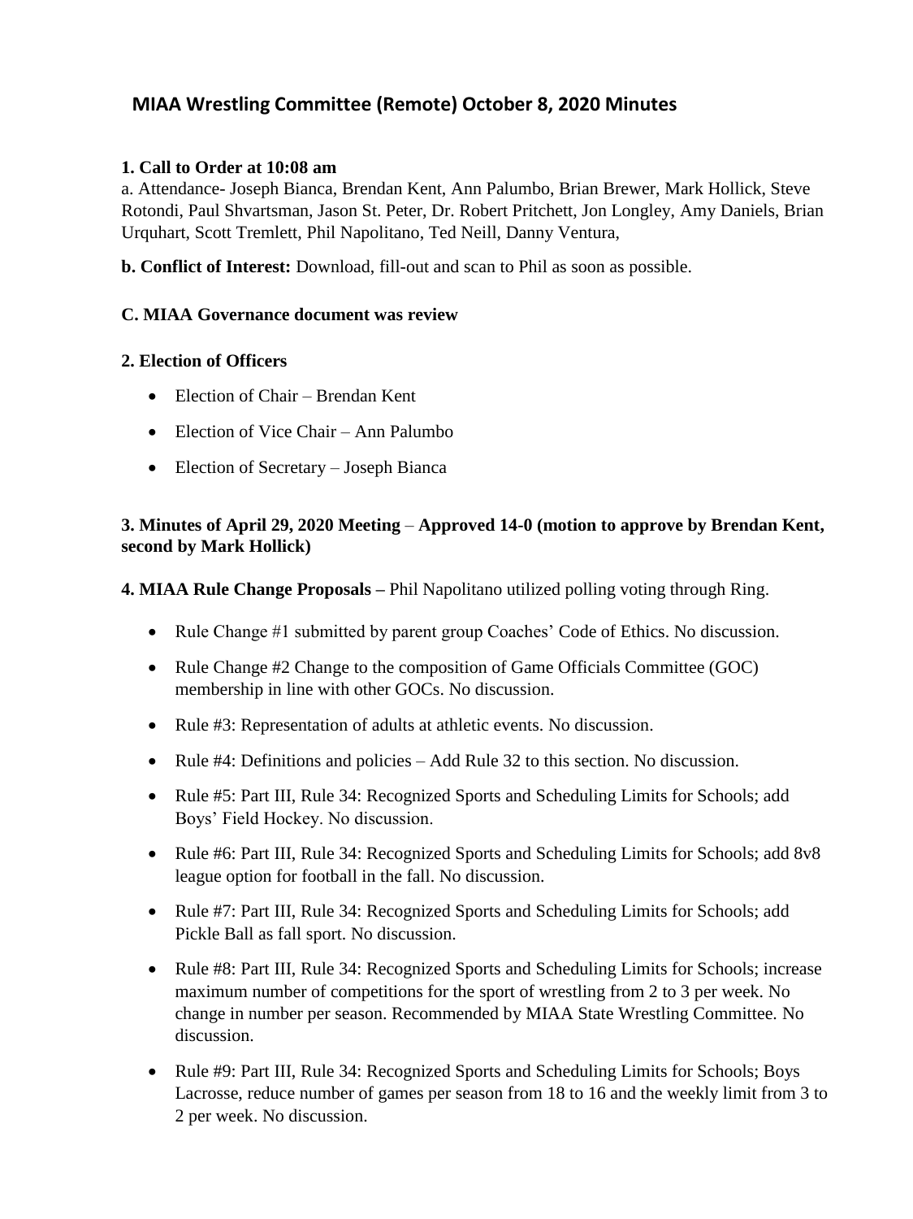# MIAA Wrestling Committee (Remote) October 8, 2020 Minutes

**1. Call to Order at 10:08 am**

a. Attendance- Joseph Bianca, Brendan Kent, Ann Palumbo, Brian Brewer, Mark Hollick, Steve Rotondi, Paul Shvartsman, Jason St. Peter, Dr. Robert Pritchett, Jon Longley, Amy Daniels, Brian Urquhart, Scott Tremlett, Phil Napolitano, Ted Neill, Danny Ventura,

**b. Conflict of Interest:** Download, fill-out and scan to Phil as soon as possible.

**C. MIAA Governance document was review**

**2. Election of Officers**

- Election of Chair – Brendan Kent
- Election of Vice Chair – Ann Palumbo
- Election of Secretary – Joseph Bianca

**3. Minutes of April 29, 2020 Meeting** – **Approved 14-0 (motion to approve by Brendan Kent, second by Mark Hollick)**

**4. MIAA Rule Change Proposals –** Phil Napolitano utilized polling voting through Ring.

- Rule Change #1 submitted by parent group Coaches' Code of Ethics. No discussion.
- Rule Change #2 Change to the composition of Game Officials Committee (GOC) membership in line with other GOCs. No discussion.
- Rule #3: Representation of adults at athletic events. No discussion.
- Rule #4: Definitions and policies – Add Rule 32 to this section. No discussion.
- Rule #5: Part III, Rule 34: Recognized Sports and Scheduling Limits for Schools; add Boys' Field Hockey. No discussion.
- Rule #6: Part III, Rule 34: Recognized Sports and Scheduling Limits for Schools; add 8v8 league option for football in the fall. No discussion.
- Rule #7: Part III, Rule 34: Recognized Sports and Scheduling Limits for Schools; add Pickle Ball as fall sport. No discussion.
- Rule #8: Part III, Rule 34: Recognized Sports and Scheduling Limits for Schools; increase maximum number of competitions for the sport of wrestling from 2 to 3 per week. No change in number per season. Recommended by MIAA State Wrestling Committee. No discussion.
- Rule #9: Part III, Rule 34: Recognized Sports and Scheduling Limits for Schools; Boys Lacrosse, reduce number of games per season from 18 to 16 and the weekly limit from 3 to 2 per week. No discussion.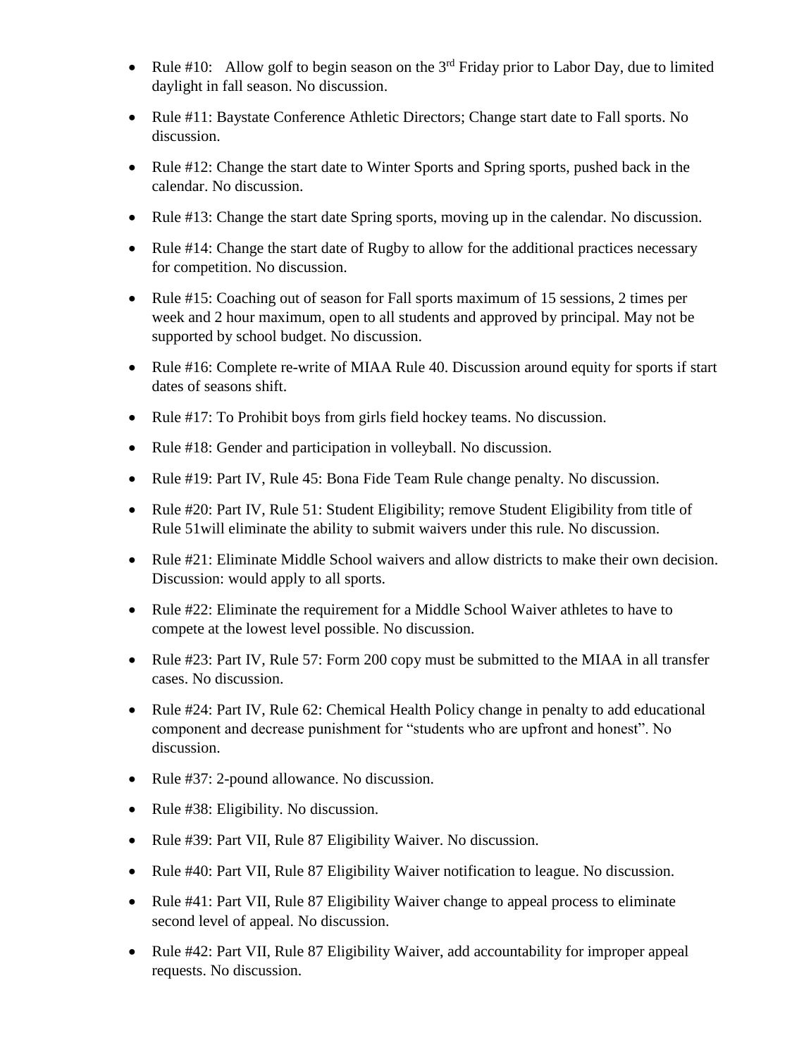- Rule #10: Allow golf to begin season on the 3rd Friday prior to Labor Day, due to limited daylight in fall season. No discussion.
- Rule #11: Baystate Conference Athletic Directors; Change start date to Fall sports. No discussion.
- Rule #12: Change the start date to Winter Sports and Spring sports, pushed back in the calendar. No discussion.
- Rule #13: Change the start date Spring sports, moving up in the calendar. No discussion.
- Rule #14: Change the start date of Rugby to allow for the additional practices necessary for competition. No discussion.
- Rule #15: Coaching out of season for Fall sports maximum of 15 sessions, 2 times per week and 2 hour maximum, open to all students and approved by principal. May not be supported by school budget. No discussion.
- Rule #16: Complete re-write of MIAA Rule 40. Discussion around equity for sports if start dates of seasons shift.
- Rule #17: To Prohibit boys from girls field hockey teams. No discussion.
- Rule #18: Gender and participation in volleyball. No discussion.
- Rule #19: Part IV, Rule 45: Bona Fide Team Rule change penalty. No discussion.
- Rule #20: Part IV, Rule 51: Student Eligibility; remove Student Eligibility from title of Rule 51will eliminate the ability to submit waivers under this rule. No discussion.
- Rule #21: Eliminate Middle School waivers and allow districts to make their own decision. Discussion: would apply to all sports.
- Rule #22: Eliminate the requirement for a Middle School Waiver athletes to have to compete at the lowest level possible. No discussion.
- Rule #23: Part IV, Rule 57: Form 200 copy must be submitted to the MIAA in all transfer cases. No discussion.
- Rule #24: Part IV, Rule 62: Chemical Health Policy change in penalty to add educational component and decrease punishment for "students who are upfront and honest". No discussion.
- Rule #37: 2-pound allowance. No discussion.
- Rule #38: Eligibility. No discussion.
- Rule #39: Part VII, Rule 87 Eligibility Waiver. No discussion.
- Rule #40: Part VII, Rule 87 Eligibility Waiver notification to league. No discussion.
- Rule #41: Part VII, Rule 87 Eligibility Waiver change to appeal process to eliminate second level of appeal. No discussion.
- Rule #42: Part VII, Rule 87 Eligibility Waiver, add accountability for improper appeal requests. No discussion.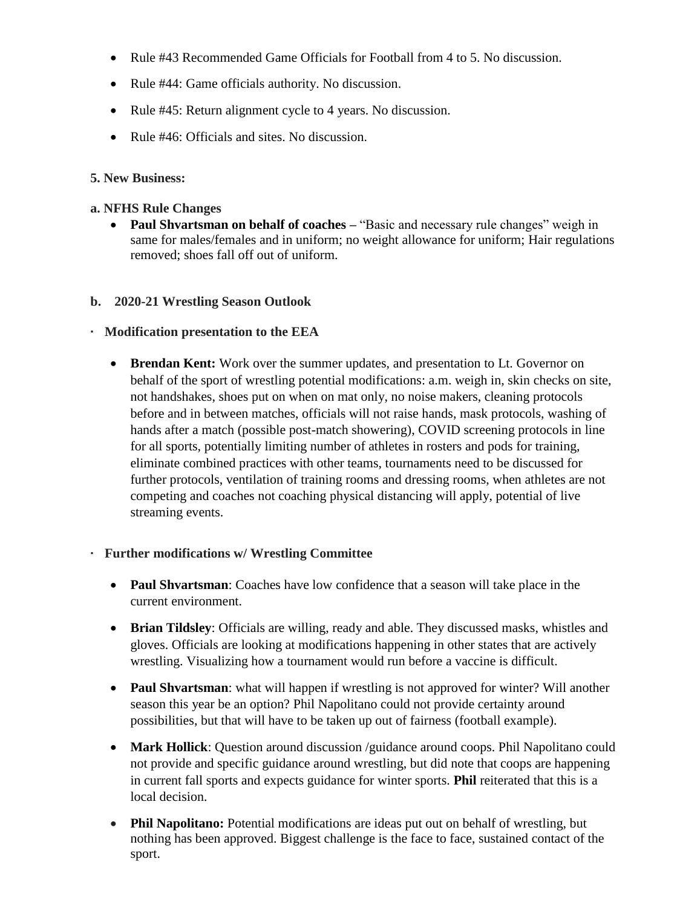- Rule #43 Recommended Game Officials for Football from 4 to 5. No discussion.
- Rule #44: Game officials authority. No discussion.
- Rule #45: Return alignment cycle to 4 years. No discussion.
- Rule #46: Officials and sites. No discussion.

**5. New Business:**

**a. NFHS Rule Changes**

- **Paul Shvartsman on behalf of coaches –** "Basic and necessary rule changes" weigh in same for males/females and in uniform; no weight allowance for uniform; Hair regulations removed; shoes fall off out of uniform.

**b. 2020-21 Wrestling Season Outlook**

- **Modification presentation to the EEA**

  - **Brendan Kent:** Work over the summer updates, and presentation to Lt. Governor on behalf of the sport of wrestling potential modifications: a.m. weigh in, skin checks on site, not handshakes, shoes put on when on mat only, no noise makers, cleaning protocols before and in between matches, officials will not raise hands, mask protocols, washing of hands after a match (possible post-match showering), COVID screening protocols in line for all sports, potentially limiting number of athletes in rosters and pods for training, eliminate combined practices with other teams, tournaments need to be discussed for further protocols, ventilation of training rooms and dressing rooms, when athletes are not competing and coaches not coaching physical distancing will apply, potential of live streaming events.

- **Further modifications w/ Wrestling Committee**

  - **Paul Shvartsman**: Coaches have low confidence that a season will take place in the current environment.
  - **Brian Tildsley**: Officials are willing, ready and able. They discussed masks, whistles and gloves. Officials are looking at modifications happening in other states that are actively wrestling. Visualizing how a tournament would run before a vaccine is difficult.
  - **Paul Shvartsman**: what will happen if wrestling is not approved for winter? Will another season this year be an option? Phil Napolitano could not provide certainty around possibilities, but that will have to be taken up out of fairness (football example).
  - **Mark Hollick**: Question around discussion /guidance around coops. Phil Napolitano could not provide and specific guidance around wrestling, but did note that coops are happening in current fall sports and expects guidance for winter sports. **Phil** reiterated that this is a local decision.
  - **Phil Napolitano:** Potential modifications are ideas put out on behalf of wrestling, but nothing has been approved. Biggest challenge is the face to face, sustained contact of the sport.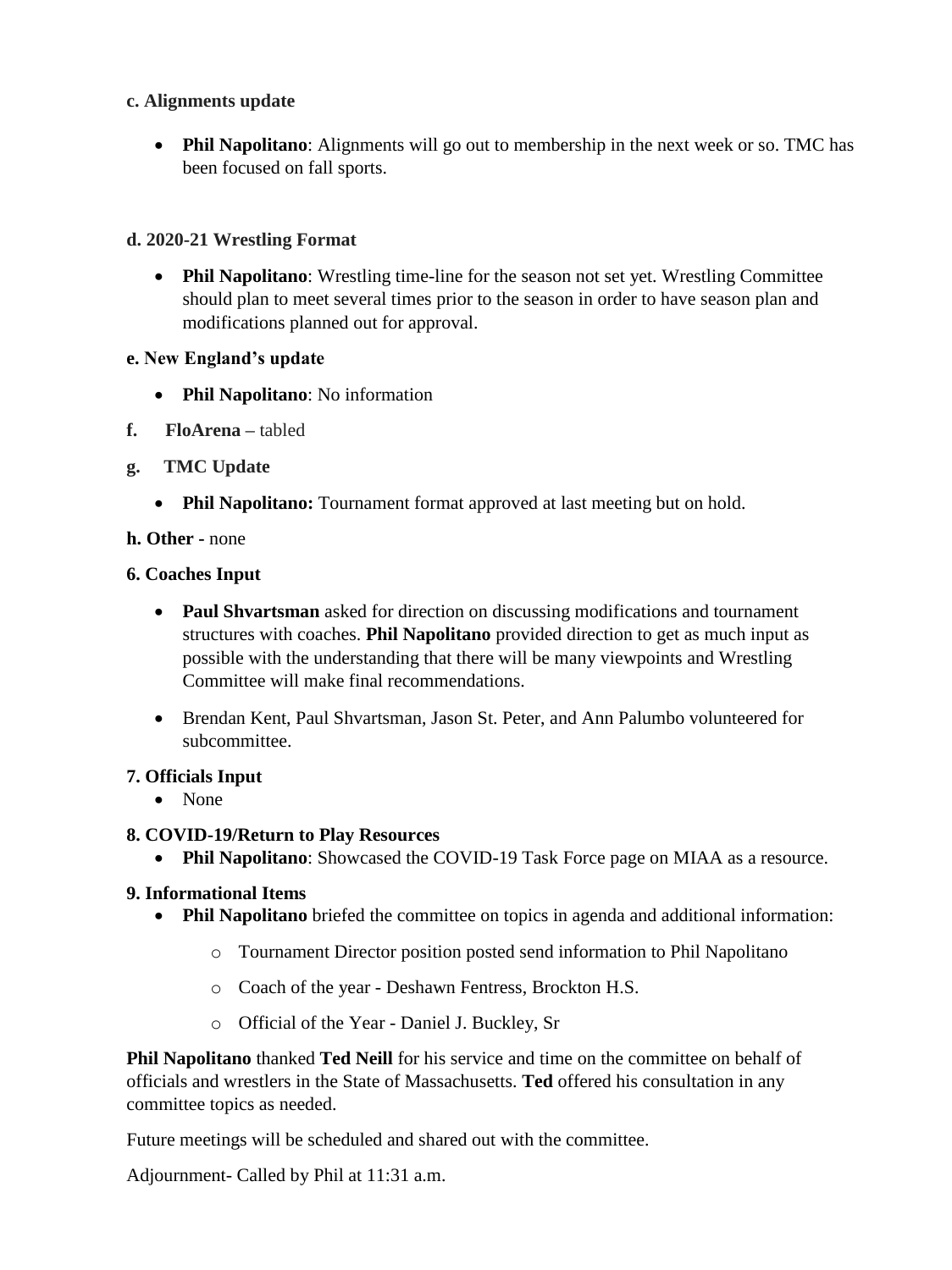**c. Alignments update**

- **Phil Napolitano**: Alignments will go out to membership in the next week or so. TMC has been focused on fall sports.

**d. 2020-21 Wrestling Format**

- **Phil Napolitano**: Wrestling time-line for the season not set yet. Wrestling Committee should plan to meet several times prior to the season in order to have season plan and modifications planned out for approval.

**e. New England's update**

- **Phil Napolitano**: No information

**f. FloArena** – tabled

**g. TMC Update**

- **Phil Napolitano:** Tournament format approved at last meeting but on hold.

**h. Other** - none

**6. Coaches Input**

- **Paul Shvartsman** asked for direction on discussing modifications and tournament structures with coaches. **Phil Napolitano** provided direction to get as much input as possible with the understanding that there will be many viewpoints and Wrestling Committee will make final recommendations.
- Brendan Kent, Paul Shvartsman, Jason St. Peter, and Ann Palumbo volunteered for subcommittee.

**7. Officials Input**

- None

**8. COVID-19/Return to Play Resources**

- **Phil Napolitano**: Showcased the COVID-19 Task Force page on MIAA as a resource.

**9. Informational Items**

- **Phil Napolitano** briefed the committee on topics in agenda and additional information:
  - Tournament Director position posted send information to Phil Napolitano
  - Coach of the year - Deshawn Fentress, Brockton H.S.
  - Official of the Year - Daniel J. Buckley, Sr

**Phil Napolitano** thanked **Ted Neill** for his service and time on the committee on behalf of officials and wrestlers in the State of Massachusetts. **Ted** offered his consultation in any committee topics as needed.

Future meetings will be scheduled and shared out with the committee.

Adjournment- Called by Phil at 11:31 a.m.